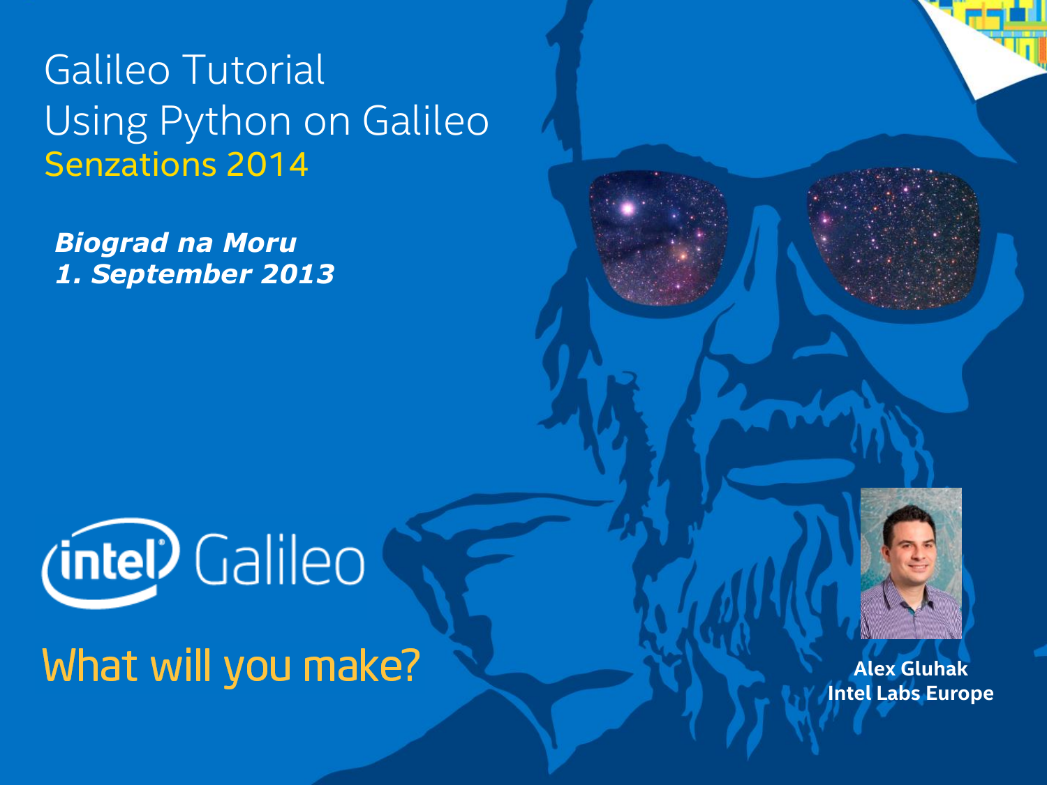# Galileo Tutorial
# Using Python on Galileo

## Senzations 2014

***Biograd na Moru***
***1. September 2013***

intel Galileo

What will you make?

**Alex Gluhak**
**Intel Labs Europe**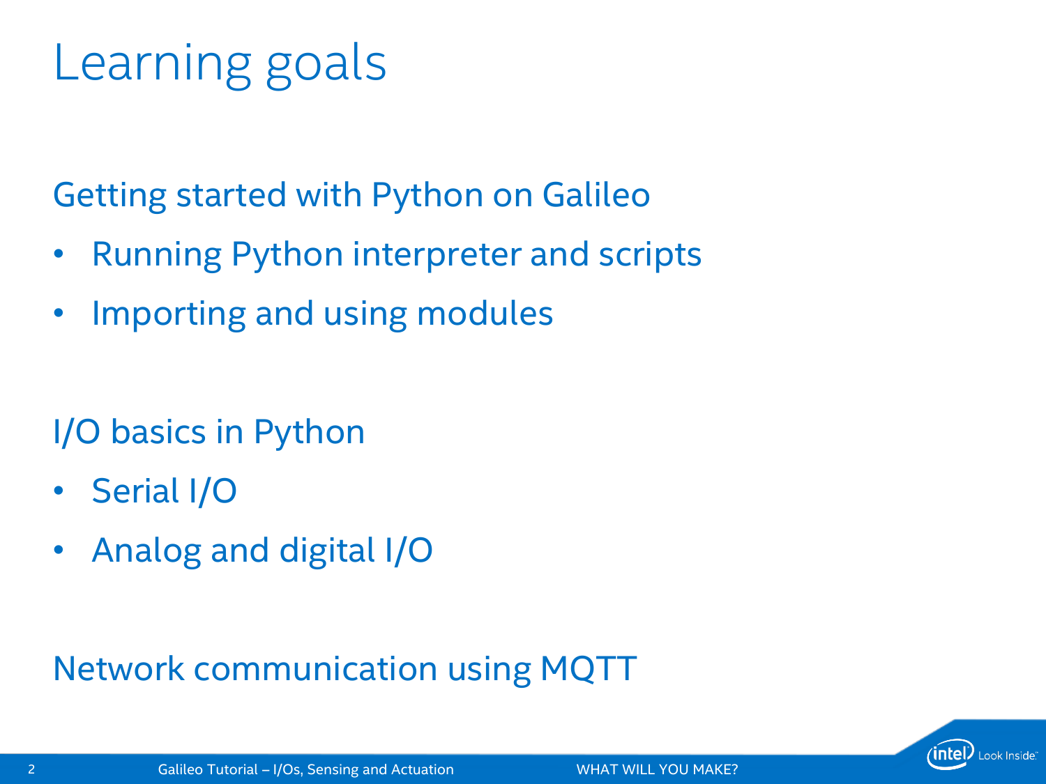# Learning goals

## Getting started with Python on Galileo

- Running Python interpreter and scripts
- Importing and using modules

## I/O basics in Python

- Serial I/O
- Analog and digital I/O

## Network communication using MQTT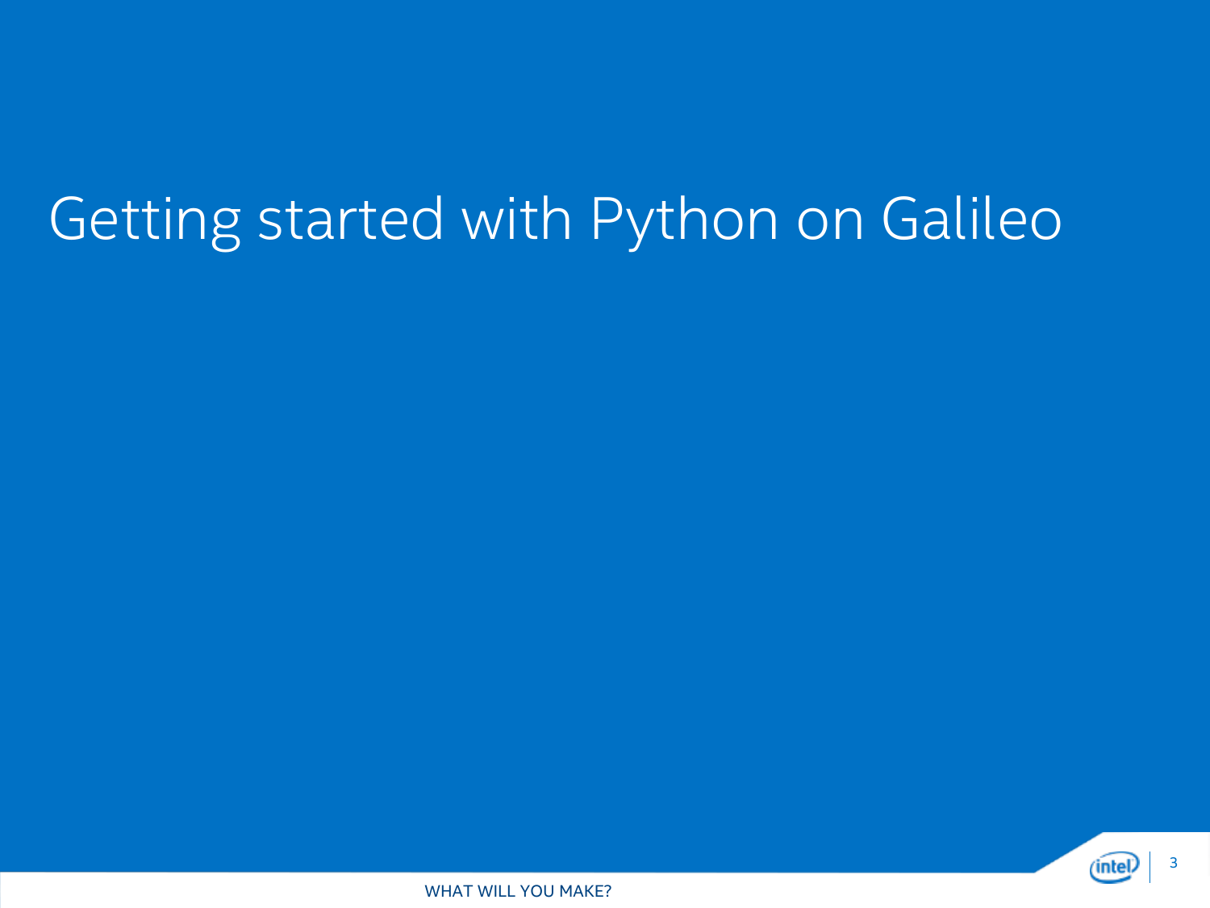# Getting started with Python on Galileo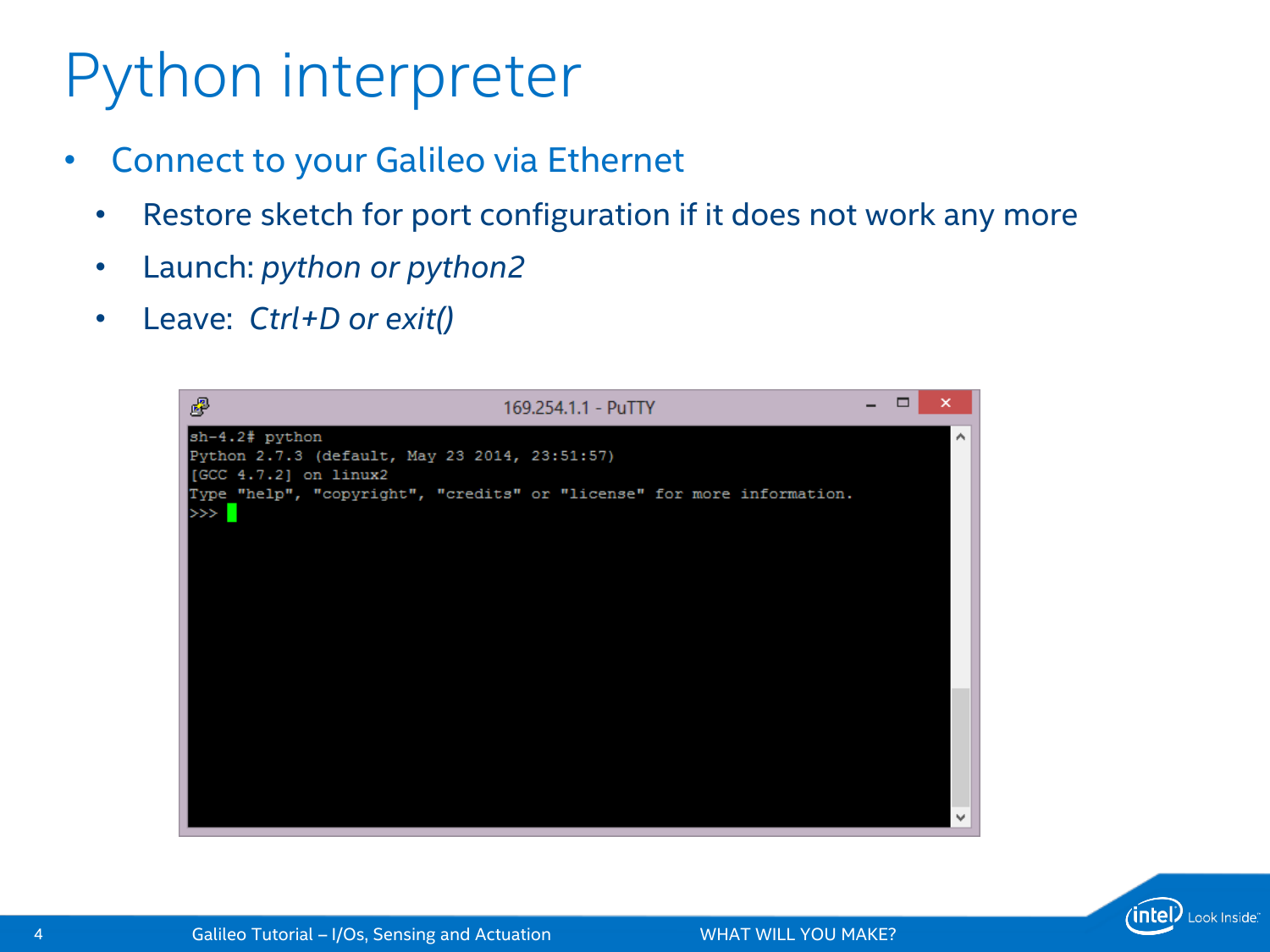# Python interpreter

- Connect to your Galileo via Ethernet
  - Restore sketch for port configuration if it does not work any more
  - Launch: *python or python2*
  - Leave: *Ctrl+D or exit()*

```
sh-4.2# python
Python 2.7.3 (default, May 23 2014, 23:51:57)
[GCC 4.7.2] on linux2
Type "help", "copyright", "credits" or "license" for more information.
>>>
```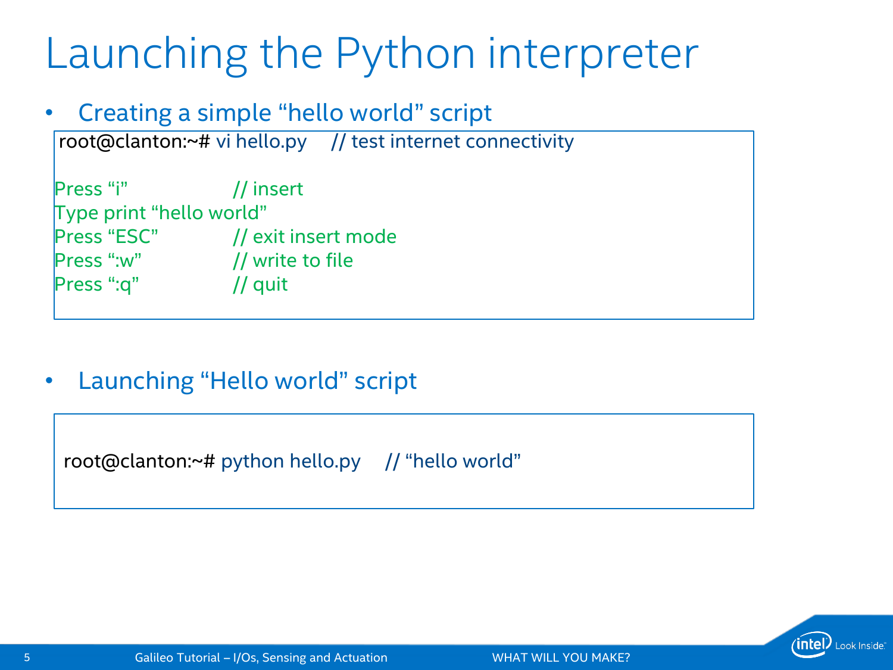# Launching the Python interpreter

- Creating a simple "hello world" script

```
root@clanton:~# vi hello.py     // test internet connectivity

Press "i"              // insert
Type print "hello world"
Press "ESC"            // exit insert mode
Press ":w"             // write to file
Press ":q"             // quit
```

- Launching "Hello world" script

```
root@clanton:~# python hello.py     // "hello world"
```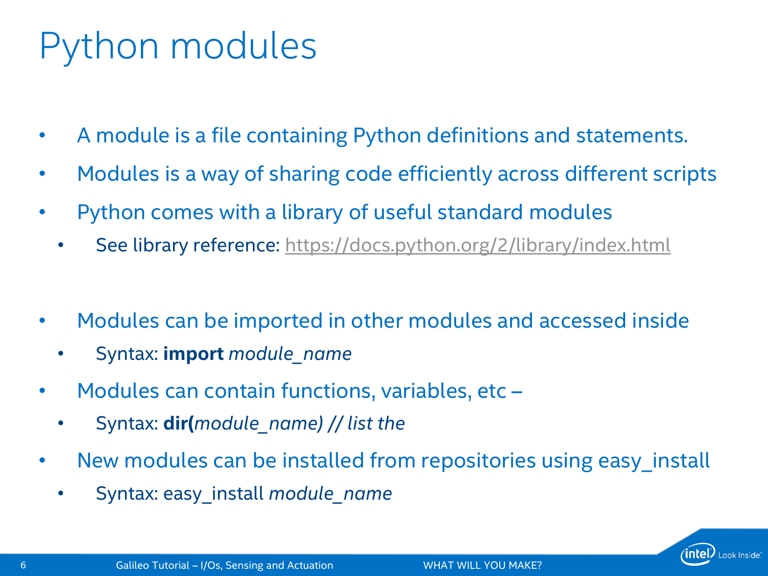# Python modules

- A module is a file containing Python definitions and statements.
- Modules is a way of sharing code efficiently across different scripts
- Python comes with a library of useful standard modules
  - See library reference: https://docs.python.org/2/library/index.html

- Modules can be imported in other modules and accessed inside
  - Syntax: **import** *module_name*
- Modules can contain functions, variables, etc –
  - Syntax: **dir(***module_name) // list the*
- New modules can be installed from repositories using easy_install
  - Syntax: easy_install *module_name*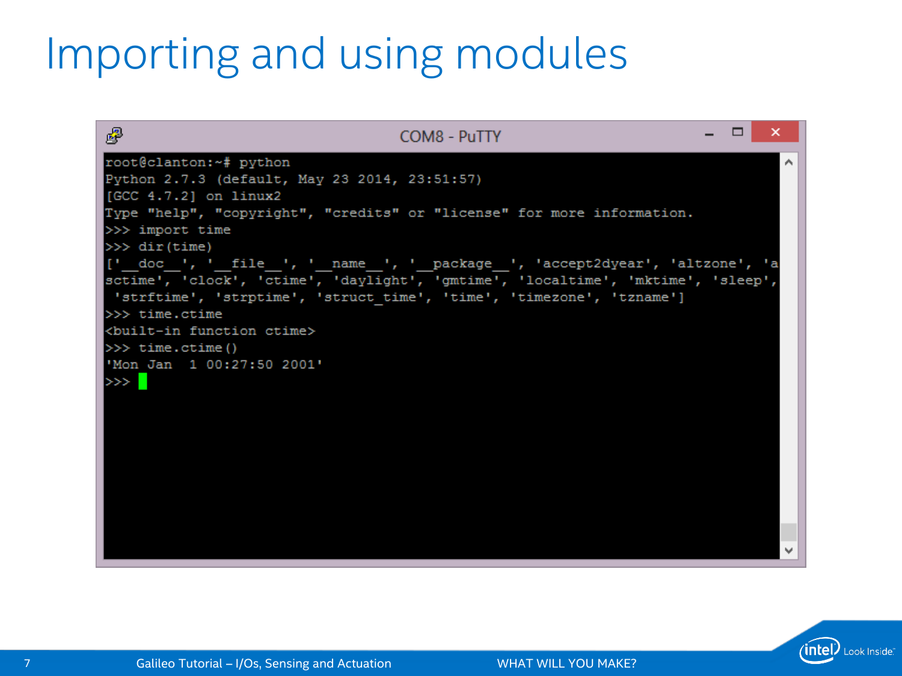# Importing and using modules

```
root@clanton:~# python
Python 2.7.3 (default, May 23 2014, 23:51:57)
[GCC 4.7.2] on linux2
Type "help", "copyright", "credits" or "license" for more information.
>>> import time
>>> dir(time)
['__doc__', '__file__', '__name__', '__package__', 'accept2dyear', 'altzone', 'a
sctime', 'clock', 'ctime', 'daylight', 'gmtime', 'localtime', 'mktime', 'sleep',
 'strftime', 'strptime', 'struct_time', 'time', 'timezone', 'tzname']
>>> time.ctime
<built-in function ctime>
>>> time.ctime()
'Mon Jan  1 00:27:50 2001'
>>>
```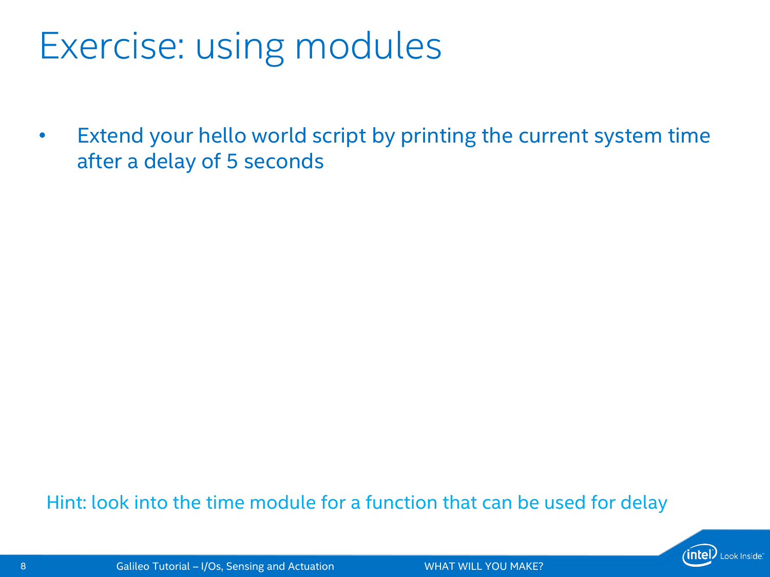# Exercise: using modules

- Extend your hello world script by printing the current system time after a delay of 5 seconds

Hint: look into the time module for a function that can be used for delay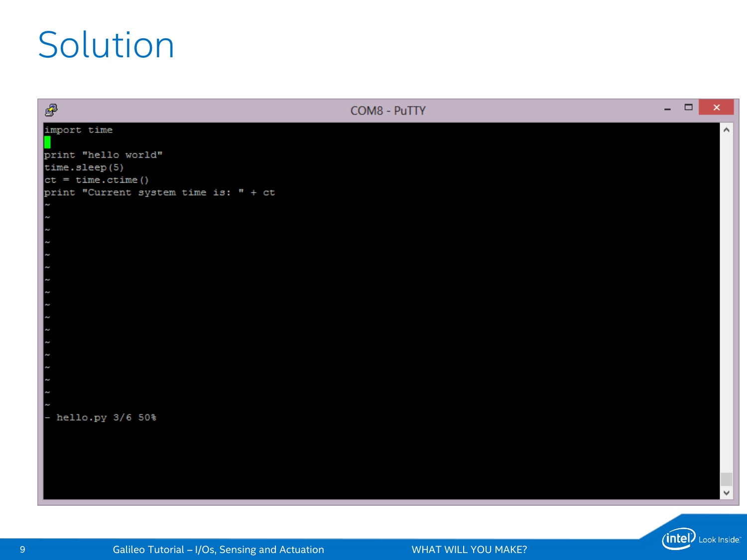# Solution

COM8 - PuTTY

```
import time

print "hello world"
time.sleep(5)
ct = time.ctime()
print "Current system time is: " + ct
~
~
~
~
~
~
~
~
~
~
~
~
~
~
~
~
~
- hello.py 3/6 50%
```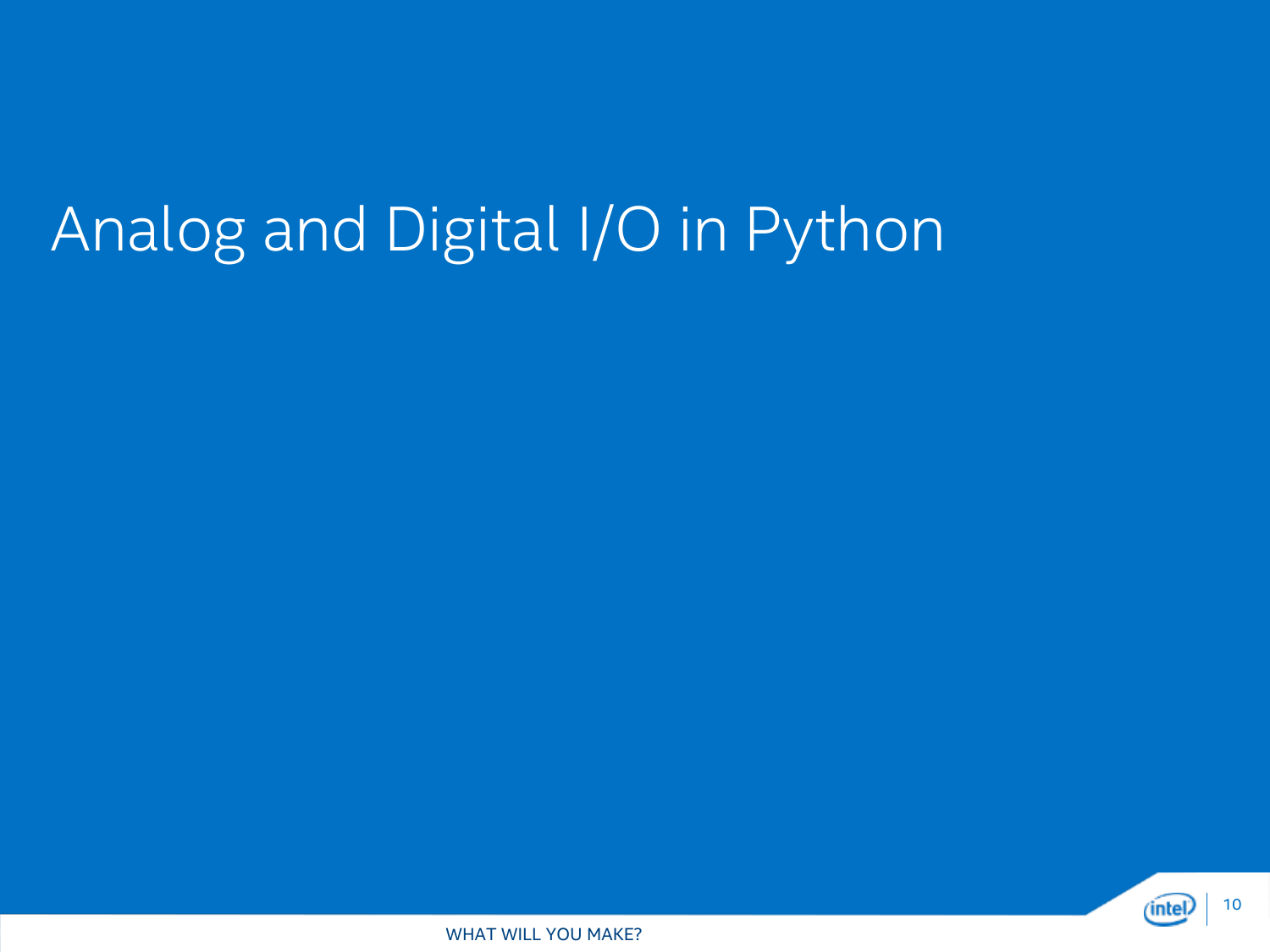# Analog and Digital I/O in Python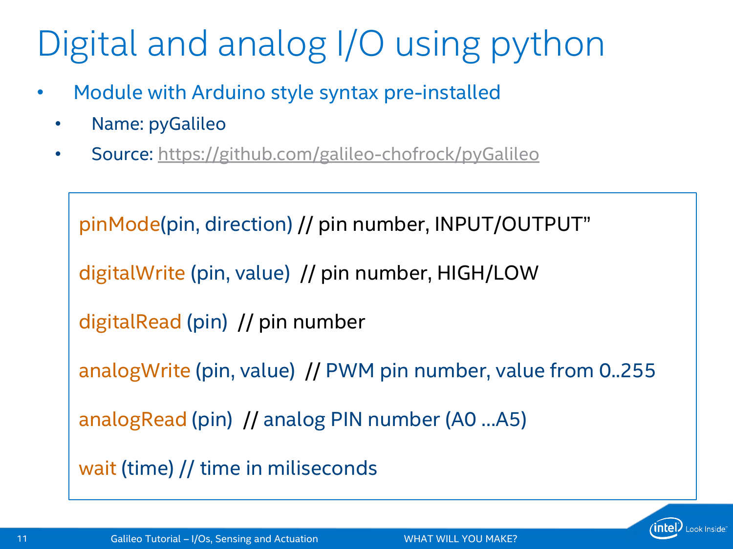# Digital and analog I/O using python

- Module with Arduino style syntax pre-installed
  - Name: pyGalileo
  - Source: https://github.com/galileo-chofrock/pyGalileo

```
pinMode(pin, direction) // pin number, INPUT/OUTPUT”

digitalWrite (pin, value)  // pin number, HIGH/LOW

digitalRead (pin)  // pin number

analogWrite (pin, value)  // PWM pin number, value from 0..255

analogRead (pin)  // analog PIN number (A0 …A5)

wait (time) // time in miliseconds
```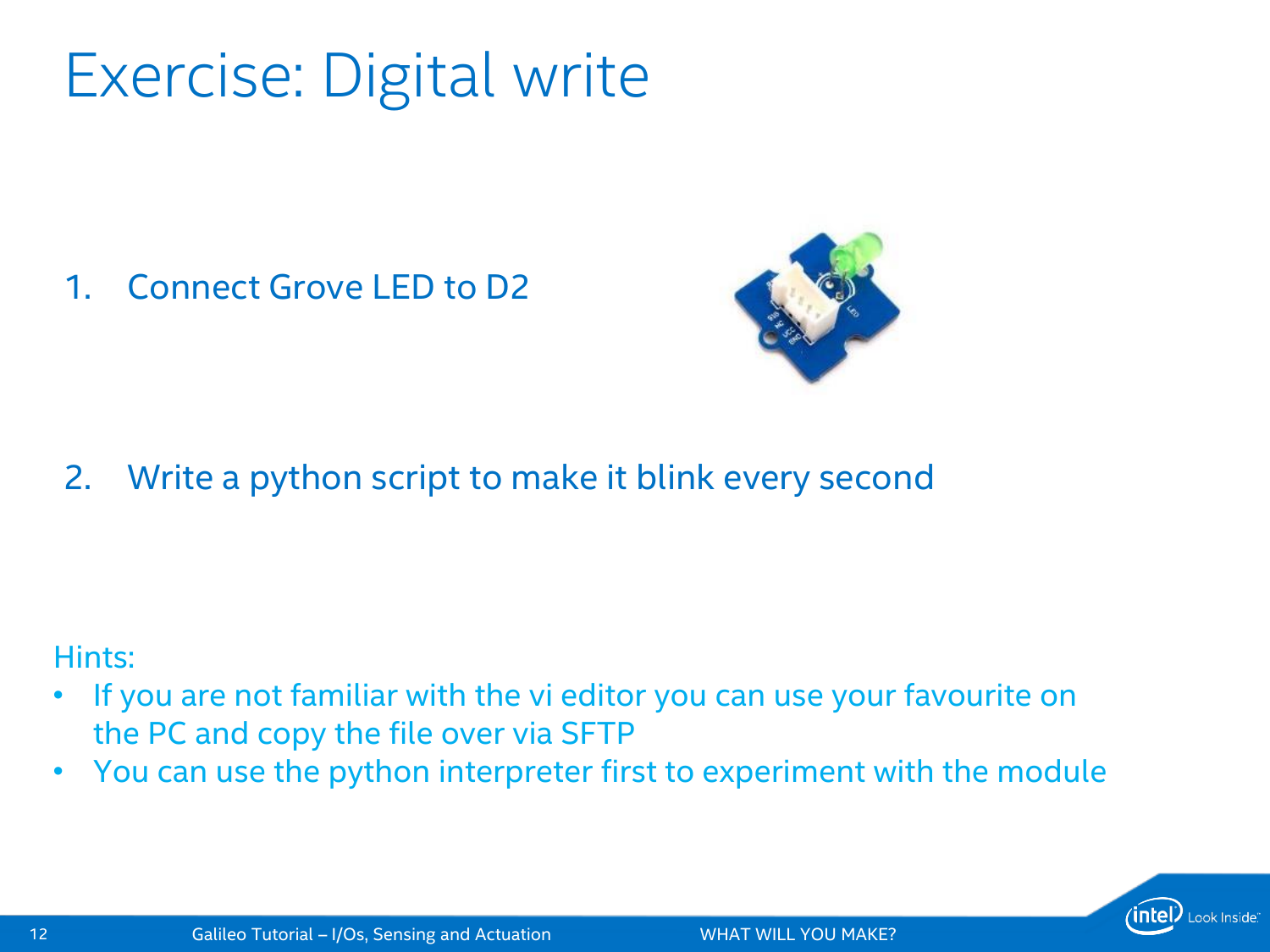# Exercise: Digital write

1. Connect Grove LED to D2

2. Write a python script to make it blink every second

Hints:

- If you are not familiar with the vi editor you can use your favourite on the PC and copy the file over via SFTP
- You can use the python interpreter first to experiment with the module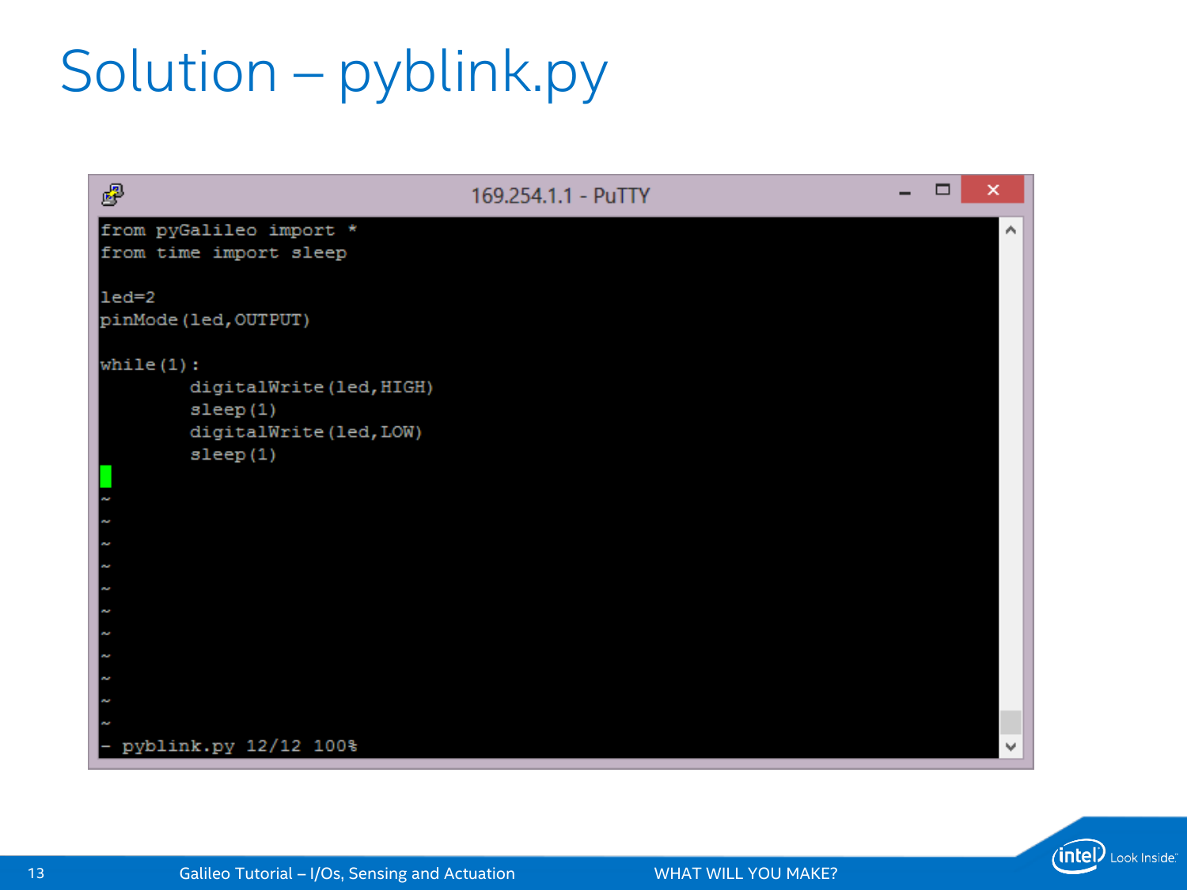# Solution – pyblink.py

169.254.1.1 - PuTTY

```
from pyGalileo import *
from time import sleep

led=2
pinMode(led,OUTPUT)

while(1):
        digitalWrite(led,HIGH)
        sleep(1)
        digitalWrite(led,LOW)
        sleep(1)

~
~
~
~
~
~
~
~
~
~
~
- pyblink.py 12/12 100%
```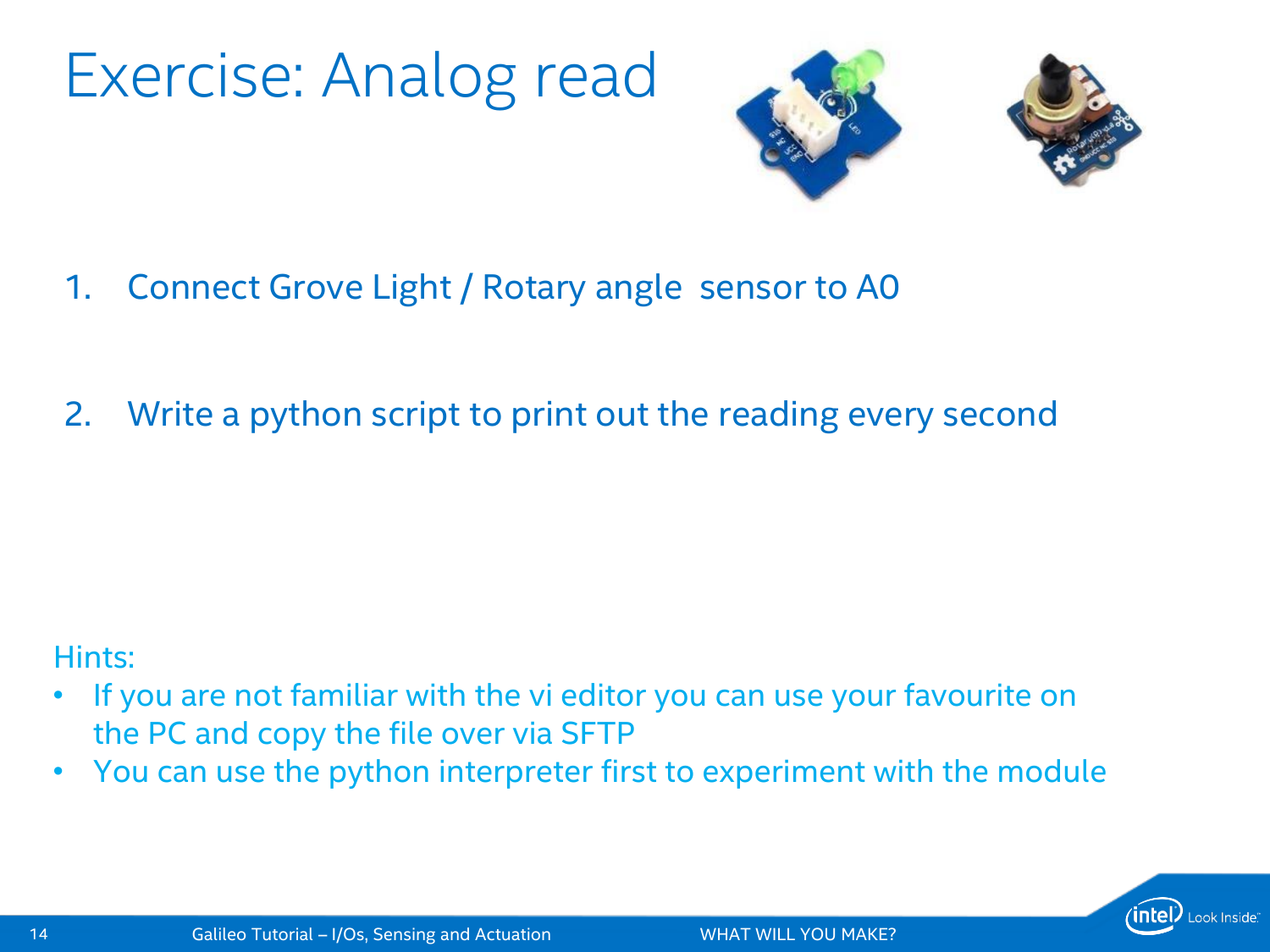# Exercise: Analog read

1. Connect Grove Light / Rotary angle sensor to A0

2. Write a python script to print out the reading every second

Hints:

- If you are not familiar with the vi editor you can use your favourite on the PC and copy the file over via SFTP
- You can use the python interpreter first to experiment with the module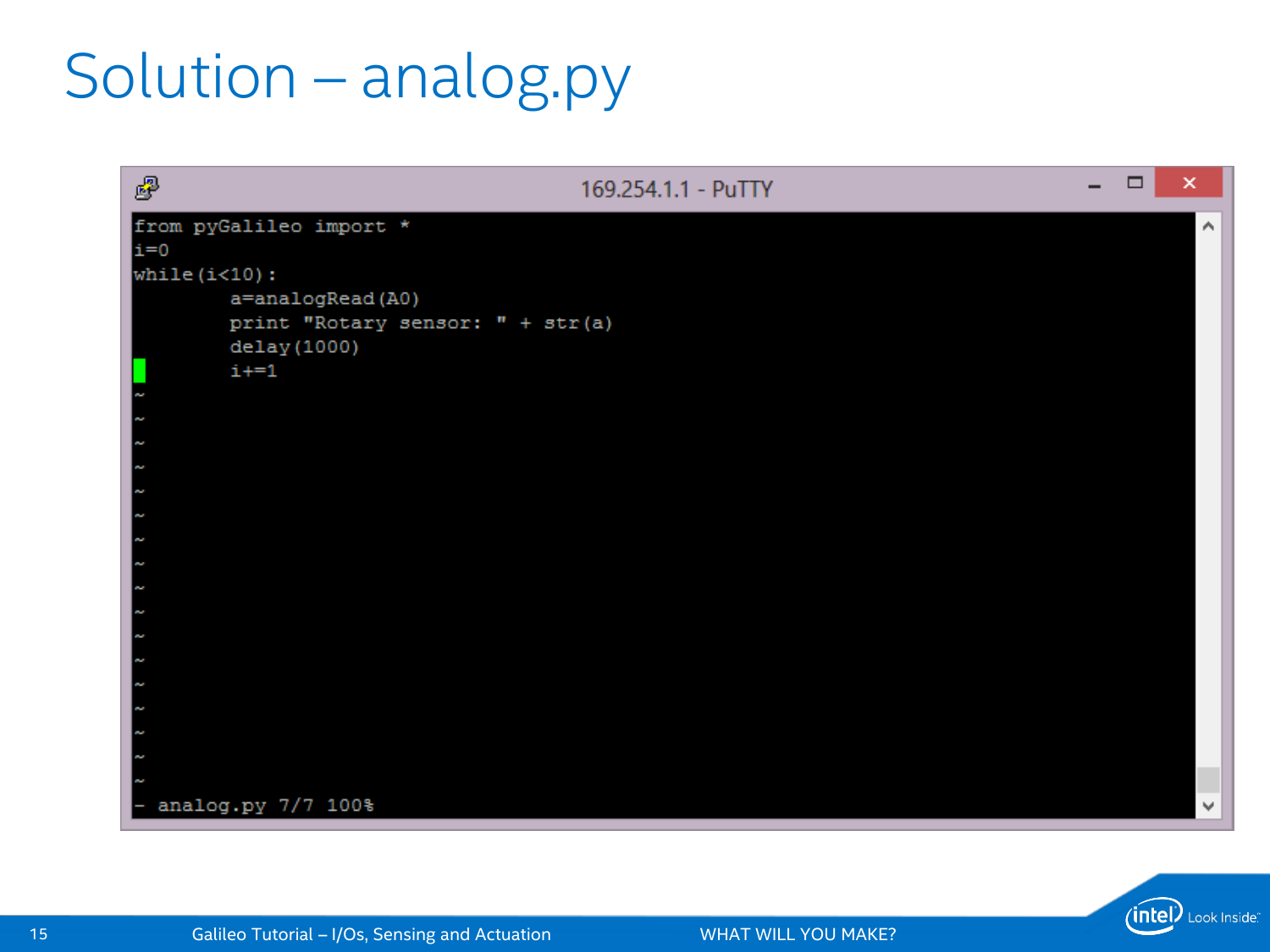# Solution – analog.py

169.254.1.1 - PuTTY

```
from pyGalileo import *
i=0
while(i<10):
        a=analogRead(A0)
        print "Rotary sensor: " + str(a)
        delay(1000)
        i+=1
~
~
~
~
~
~
~
~
~
~
~
~
~
~
~
~
~
- analog.py 7/7 100%
```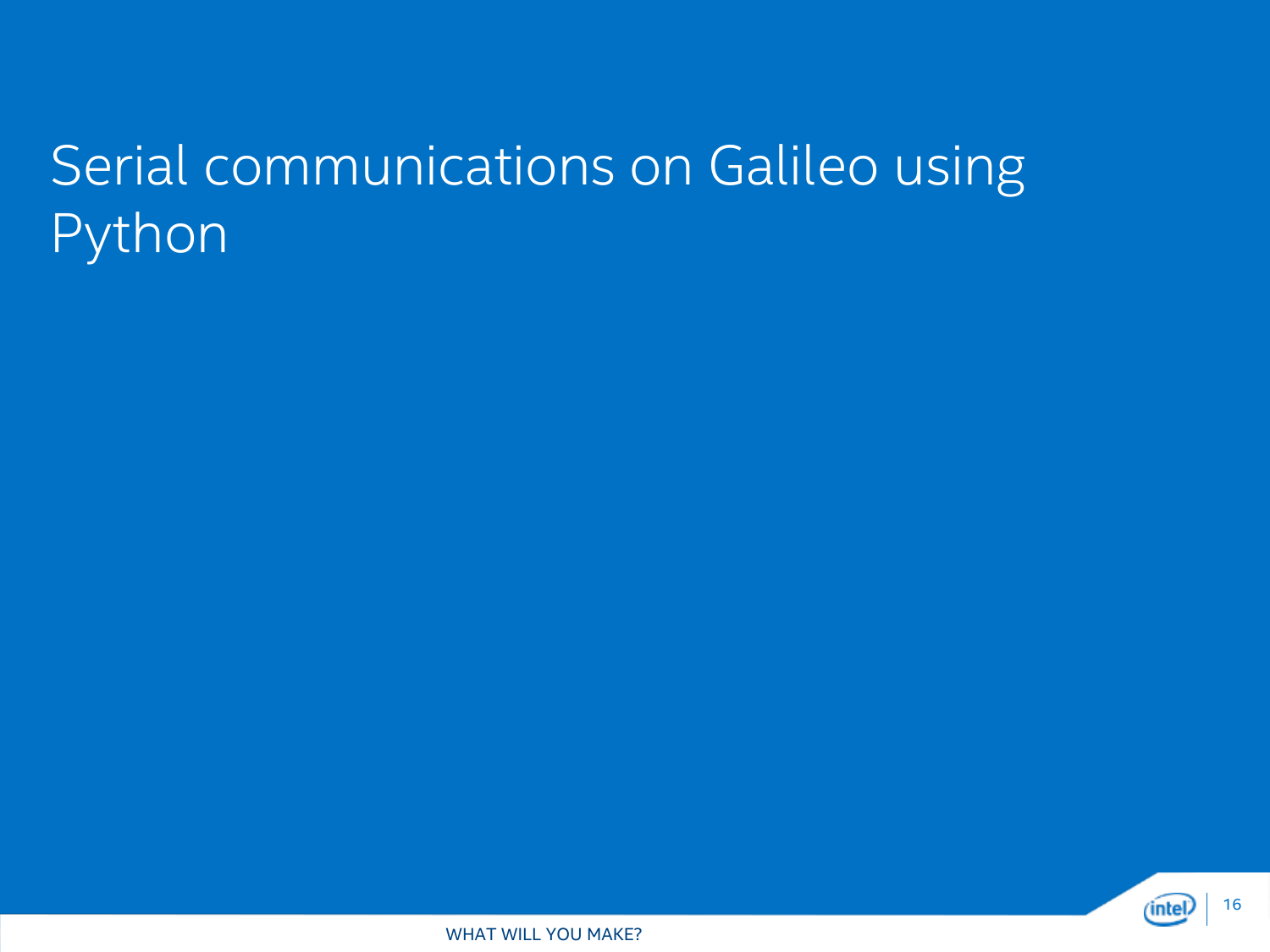# Serial communications on Galileo using Python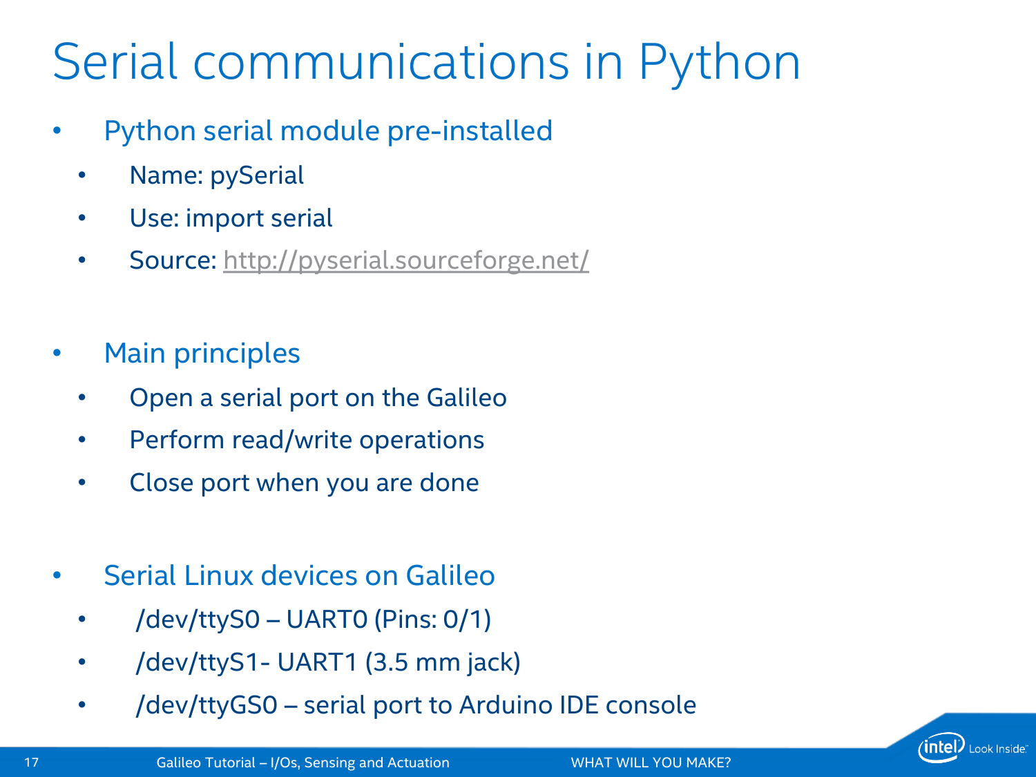# Serial communications in Python

- Python serial module pre-installed
  - Name: pySerial
  - Use: import serial
  - Source: http://pyserial.sourceforge.net/

- Main principles
  - Open a serial port on the Galileo
  - Perform read/write operations
  - Close port when you are done

- Serial Linux devices on Galileo
  - /dev/ttyS0 – UART0 (Pins: 0/1)
  - /dev/ttyS1- UART1 (3.5 mm jack)
  - /dev/ttyGS0 – serial port to Arduino IDE console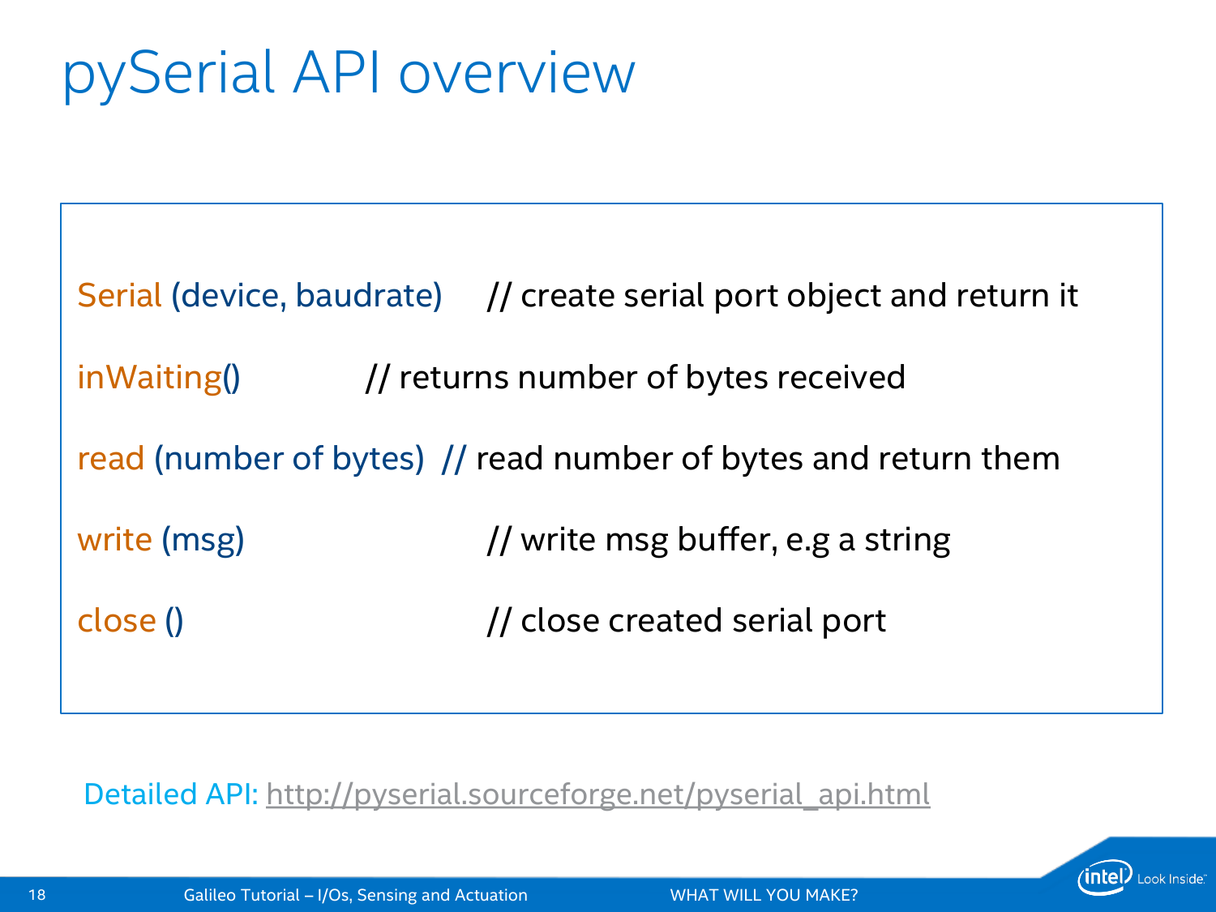# pySerial API overview

```
Serial (device, baudrate)     // create serial port object and return it

inWaiting()                   // returns number of bytes received

read (number of bytes)        // read number of bytes and return them

write (msg)                   // write msg buffer, e.g a string

close ()                      // close created serial port
```

Detailed API: http://pyserial.sourceforge.net/pyserial_api.html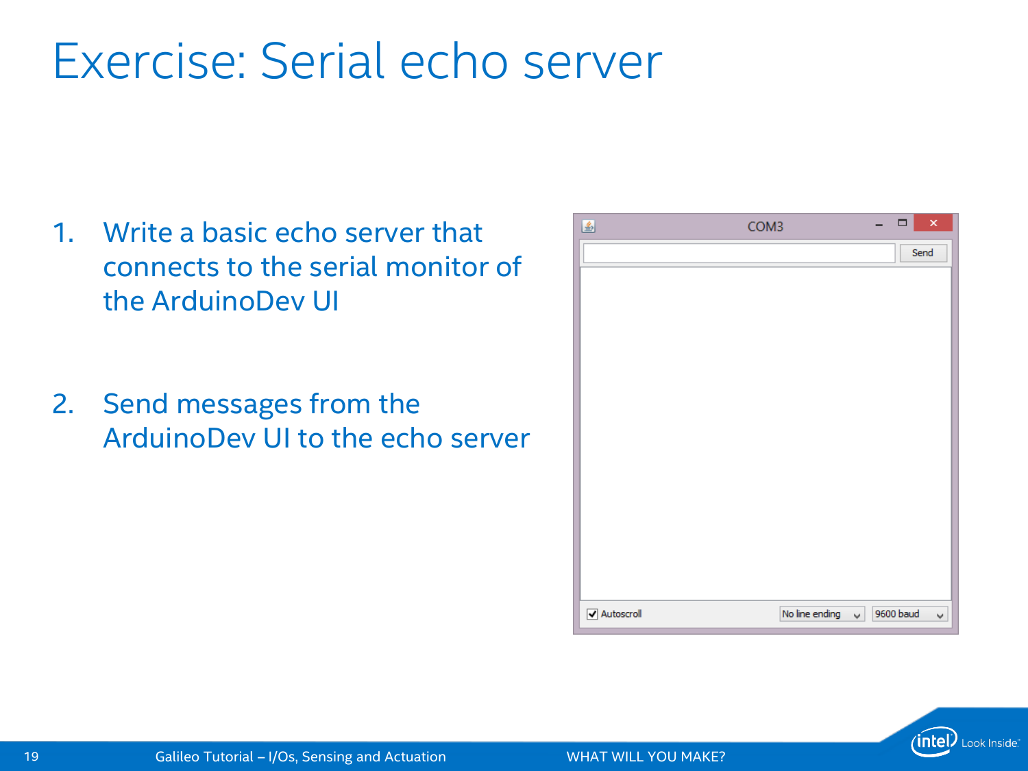# Exercise: Serial echo server

1. Write a basic echo server that connects to the serial monitor of the ArduinoDev UI

2. Send messages from the ArduinoDev UI to the echo server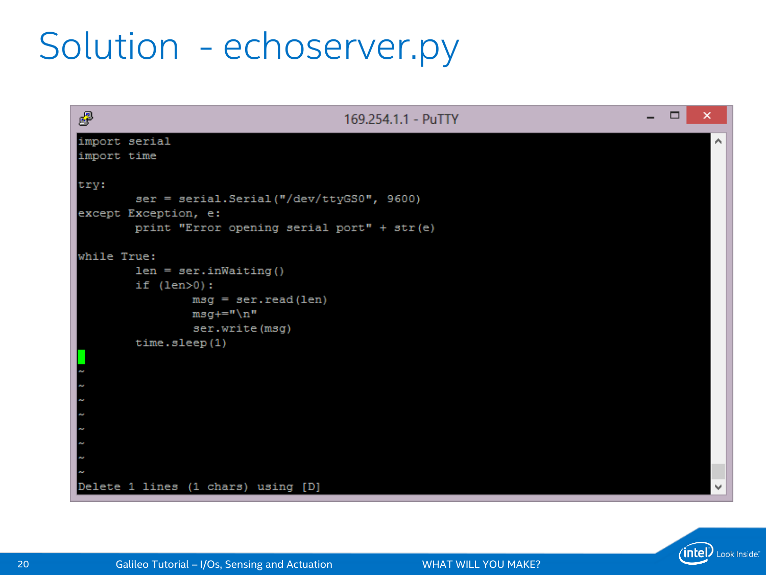# Solution - echoserver.py

169.254.1.1 - PuTTY

```
import serial
import time

try:
        ser = serial.Serial("/dev/ttyGS0", 9600)
except Exception, e:
        print "Error opening serial port" + str(e)

while True:
        len = ser.inWaiting()
        if (len>0):
                msg = ser.read(len)
                msg+="\n"
                ser.write(msg)
        time.sleep(1)

~
~
~
~
~
~
~
~
Delete 1 lines (1 chars) using [D]
```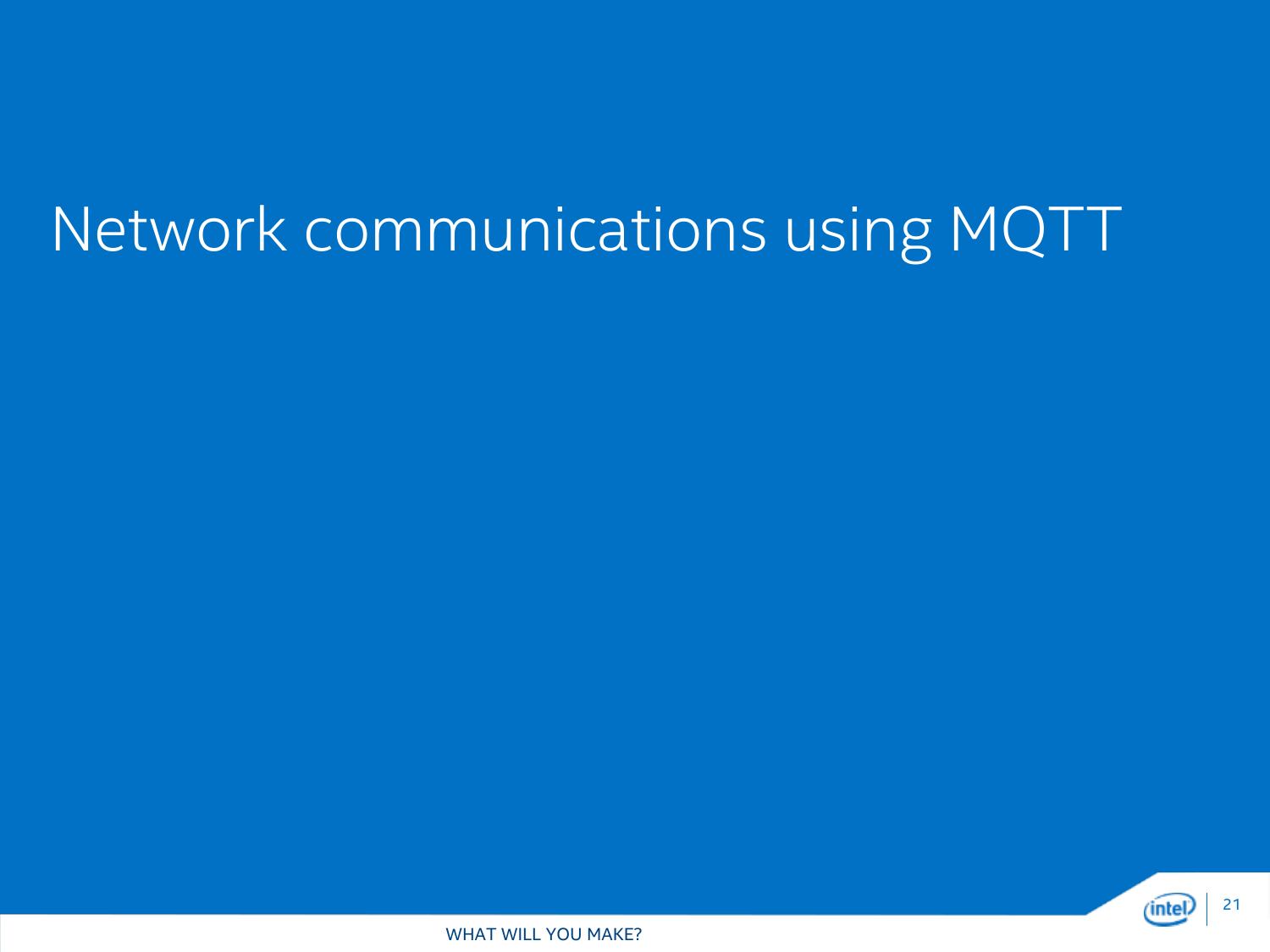# Network communications using MQTT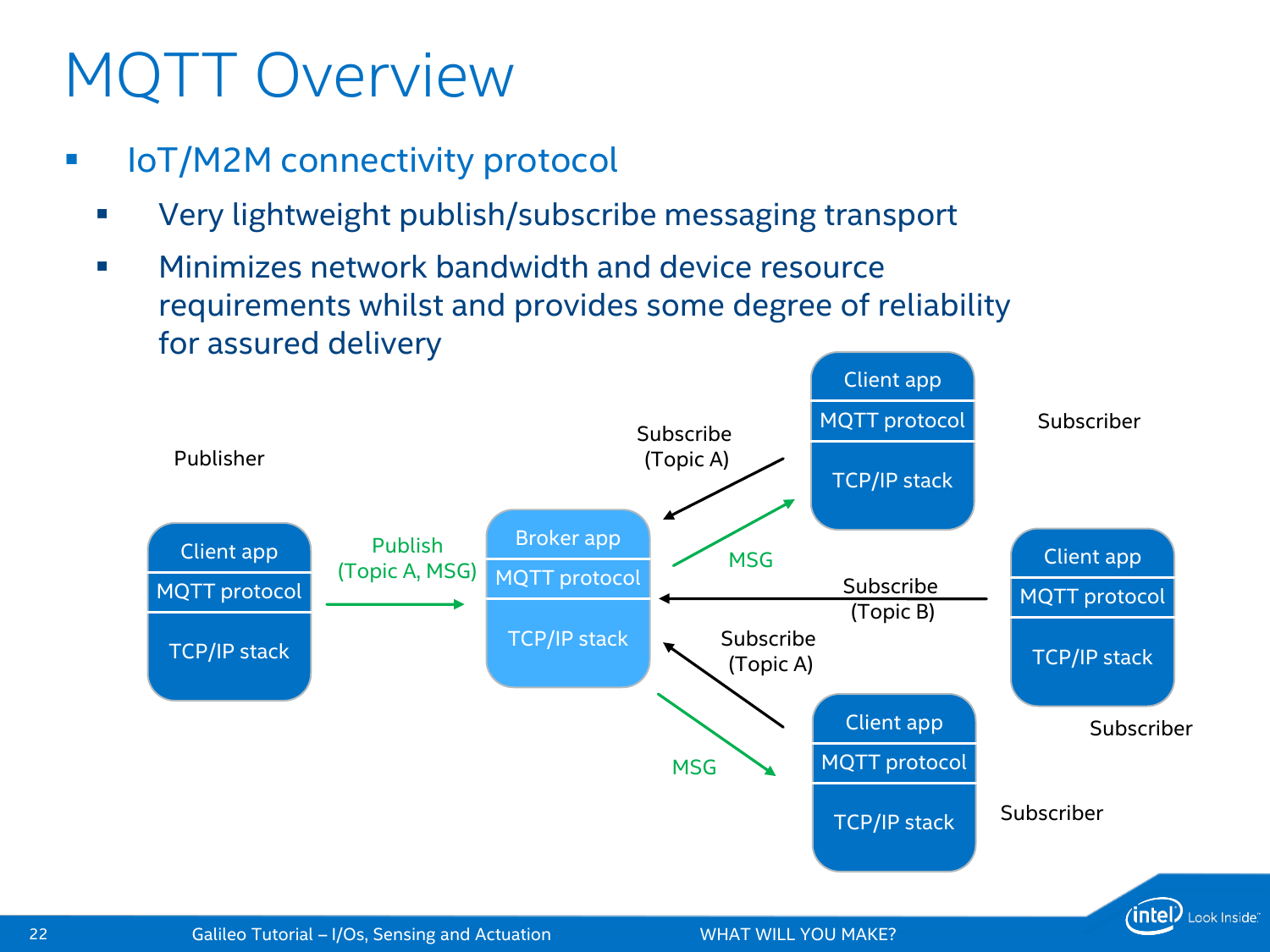# MQTT Overview

- IoT/M2M connectivity protocol
  - Very lightweight publish/subscribe messaging transport
  - Minimizes network bandwidth and device resource requirements whilst and provides some degree of reliability for assured delivery

Publisher

Client app
MQTT protocol
TCP/IP stack

Publish (Topic A, MSG)

Broker app
MQTT protocol
TCP/IP stack

Subscribe (Topic A)

MSG

Client app
MQTT protocol
TCP/IP stack

Subscriber

Subscribe (Topic B)

Client app
MQTT protocol
TCP/IP stack

Subscriber

Subscribe (Topic A)

MSG

Client app
MQTT protocol
TCP/IP stack

Subscriber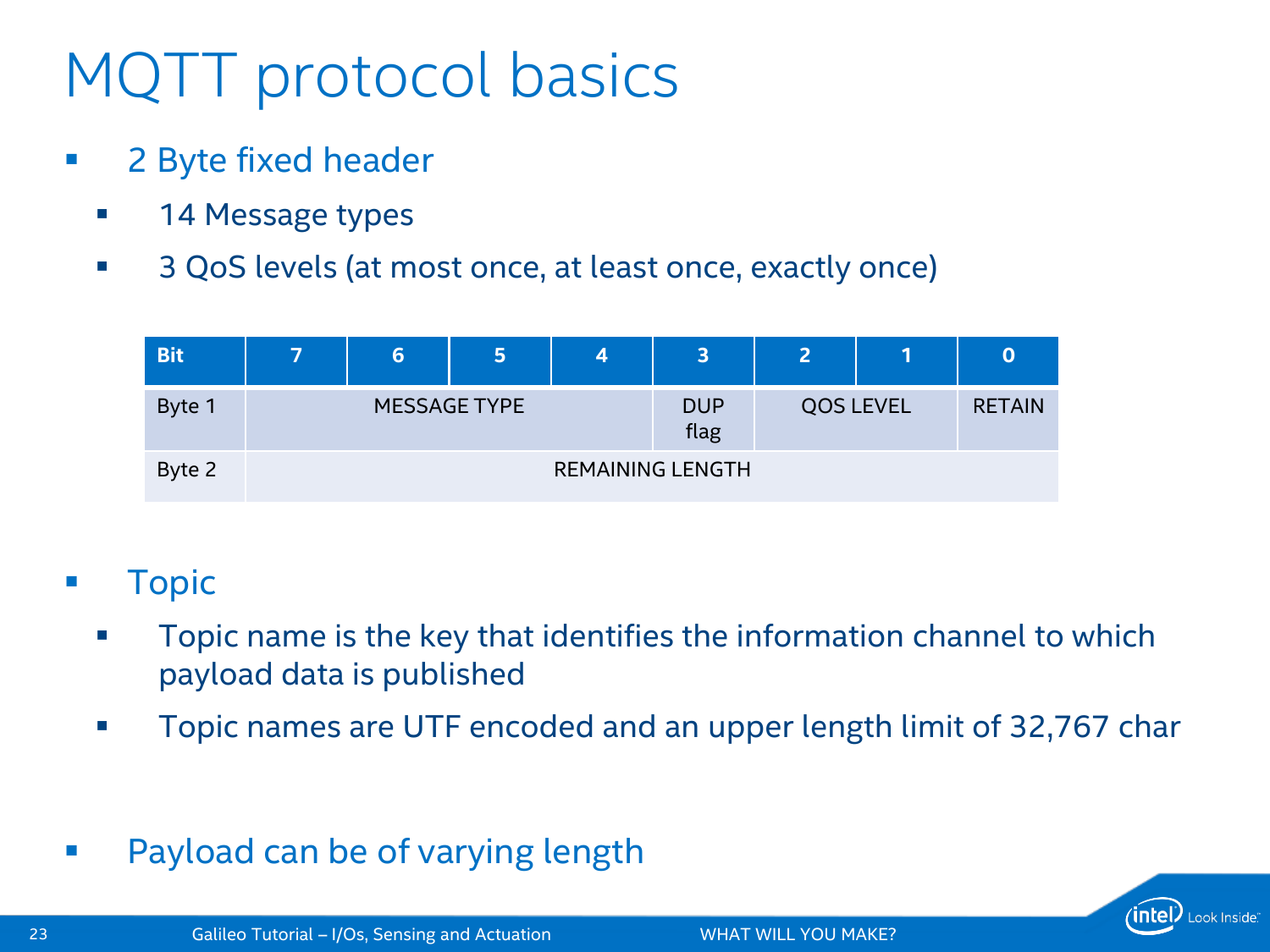# MQTT protocol basics

- 2 Byte fixed header
  - 14 Message types
  - 3 QoS levels (at most once, at least once, exactly once)

| Bit | 7 | 6 | 5 | 4 | 3 | 2 | 1 | 0 |
|---|---|---|---|---|---|---|---|---|
| Byte 1 | MESSAGE TYPE | | | | DUP flag | QOS LEVEL | | RETAIN |
| Byte 2 | REMAINING LENGTH | | | | | | | |

- Topic
  - Topic name is the key that identifies the information channel to which payload data is published
  - Topic names are UTF encoded and an upper length limit of 32,767 char

- Payload can be of varying length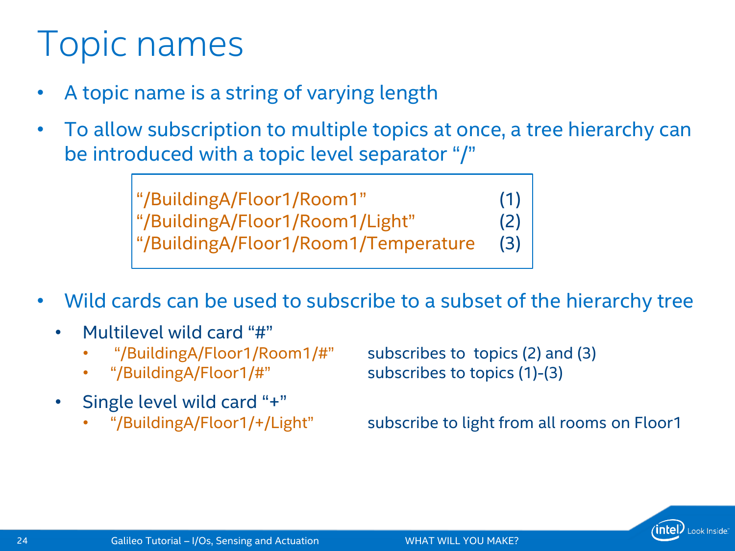# Topic names

- A topic name is a string of varying length
- To allow subscription to multiple topics at once, a tree hierarchy can be introduced with a topic level separator "/"

| | |
|---|---|
| "/BuildingA/Floor1/Room1" | (1) |
| "/BuildingA/Floor1/Room1/Light" | (2) |
| "/BuildingA/Floor1/Room1/Temperature | (3) |

- Wild cards can be used to subscribe to a subset of the hierarchy tree
  - Multilevel wild card "#"
    - "/BuildingA/Floor1/Room1/#" subscribes to topics (2) and (3)
    - "/BuildingA/Floor1/#" subscribes to topics (1)-(3)
  - Single level wild card "+"
    - "/BuildingA/Floor1/+/Light" subscribe to light from all rooms on Floor1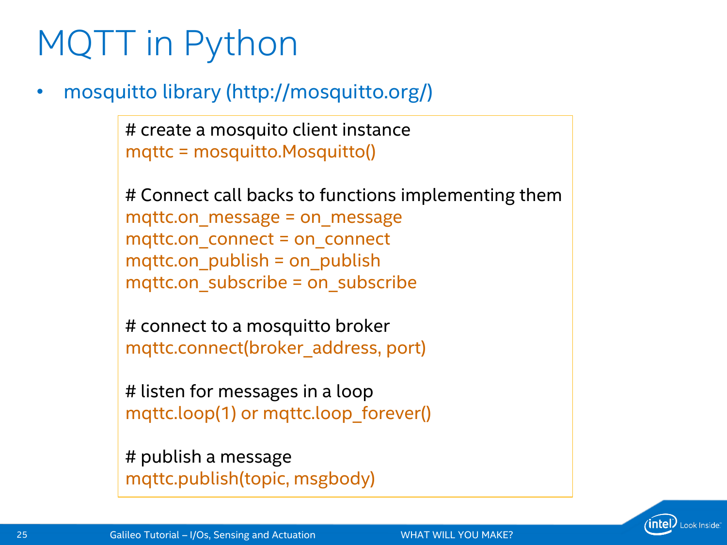# MQTT in Python

- mosquitto library (http://mosquitto.org/)

```
# create a mosquito client instance
mqttc = mosquitto.Mosquitto()

# Connect call backs to functions implementing them
mqttc.on_message = on_message
mqttc.on_connect = on_connect
mqttc.on_publish = on_publish
mqttc.on_subscribe = on_subscribe

# connect to a mosquitto broker
mqttc.connect(broker_address, port)

# listen for messages in a loop
mqttc.loop(1) or mqttc.loop_forever()

# publish a message
mqttc.publish(topic, msgbody)
```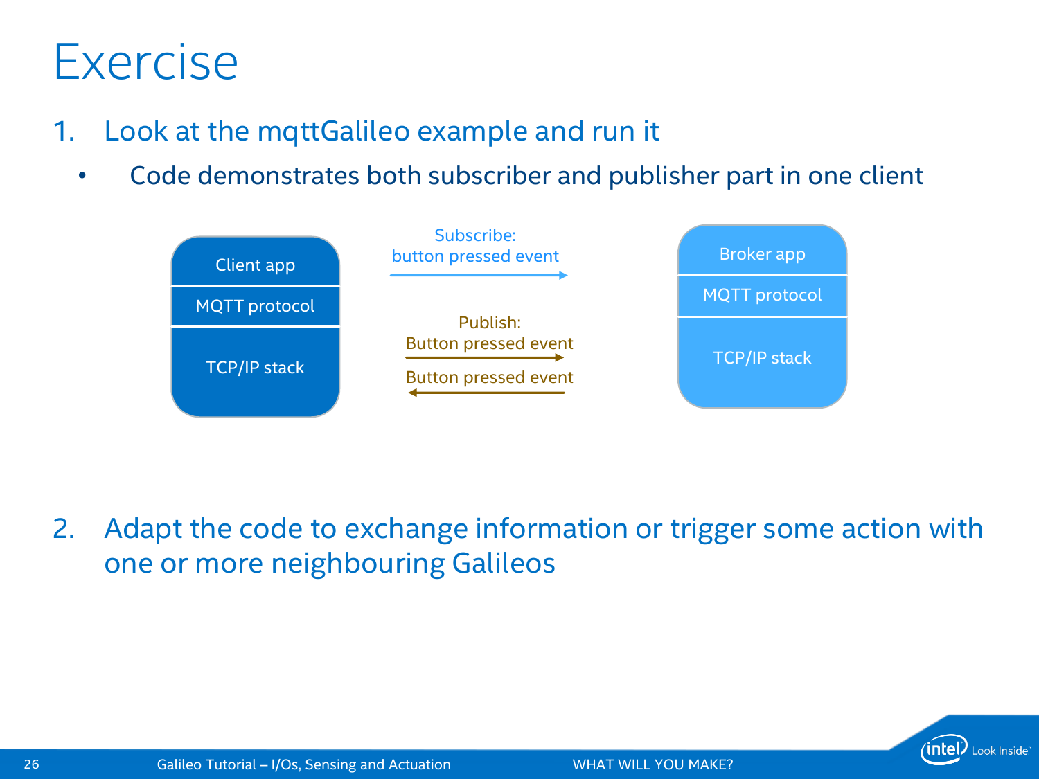# Exercise

1. Look at the mqttGalileo example and run it
   - Code demonstrates both subscriber and publisher part in one client

Client app | MQTT protocol | TCP/IP stack

Subscribe: button pressed event →

Publish: Button pressed event →

Button pressed event ←

Broker app | MQTT protocol | TCP/IP stack

2. Adapt the code to exchange information or trigger some action with one or more neighbouring Galileos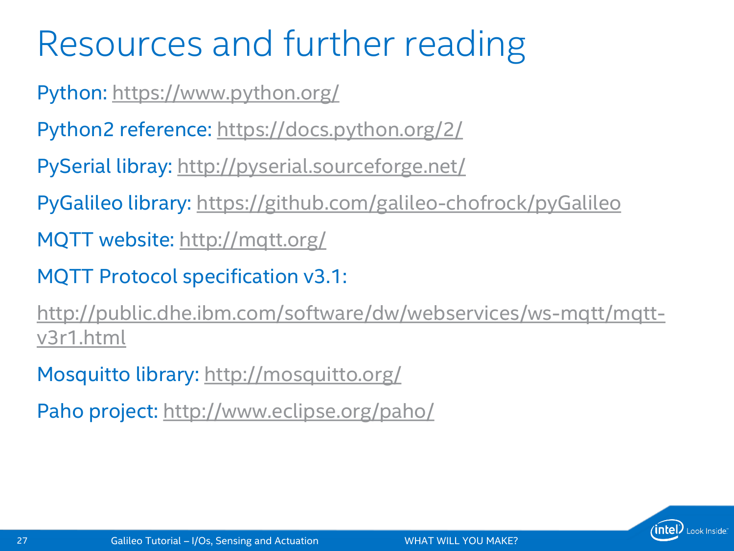# Resources and further reading

Python: https://www.python.org/

Python2 reference: https://docs.python.org/2/

PySerial libray: http://pyserial.sourceforge.net/

PyGalileo library: https://github.com/galileo-chofrock/pyGalileo

MQTT website: http://mqtt.org/

MQTT Protocol specification v3.1:

http://public.dhe.ibm.com/software/dw/webservices/ws-mqtt/mqtt-v3r1.html

Mosquitto library: http://mosquitto.org/

Paho project: http://www.eclipse.org/paho/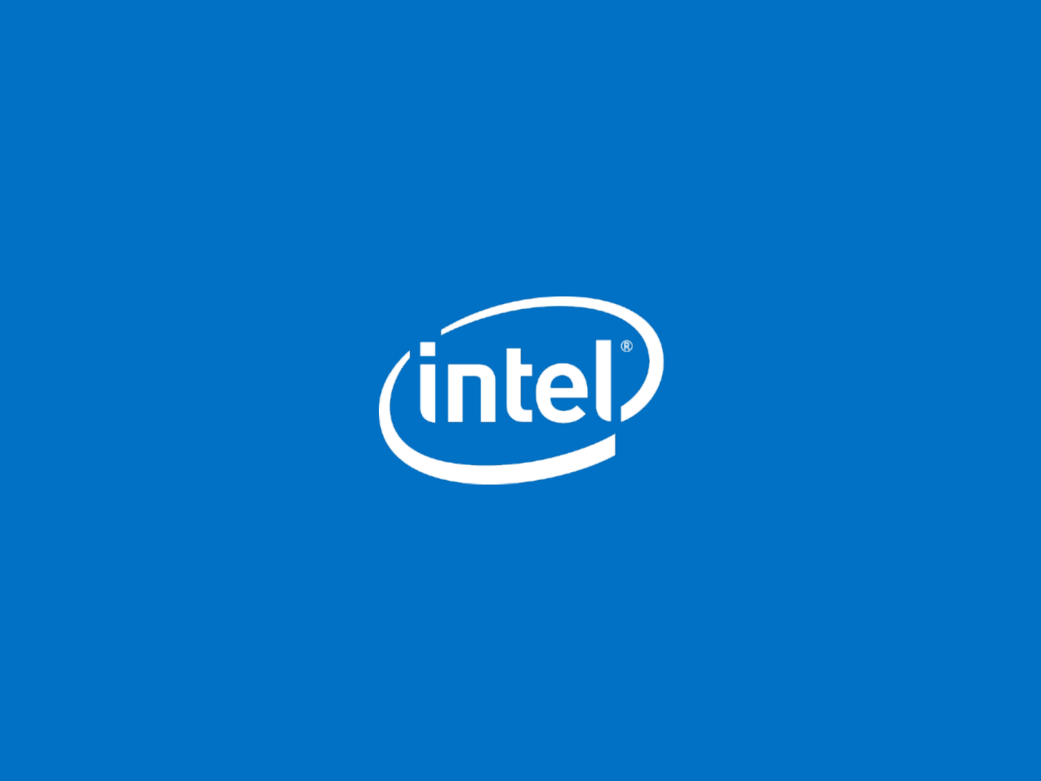intel®